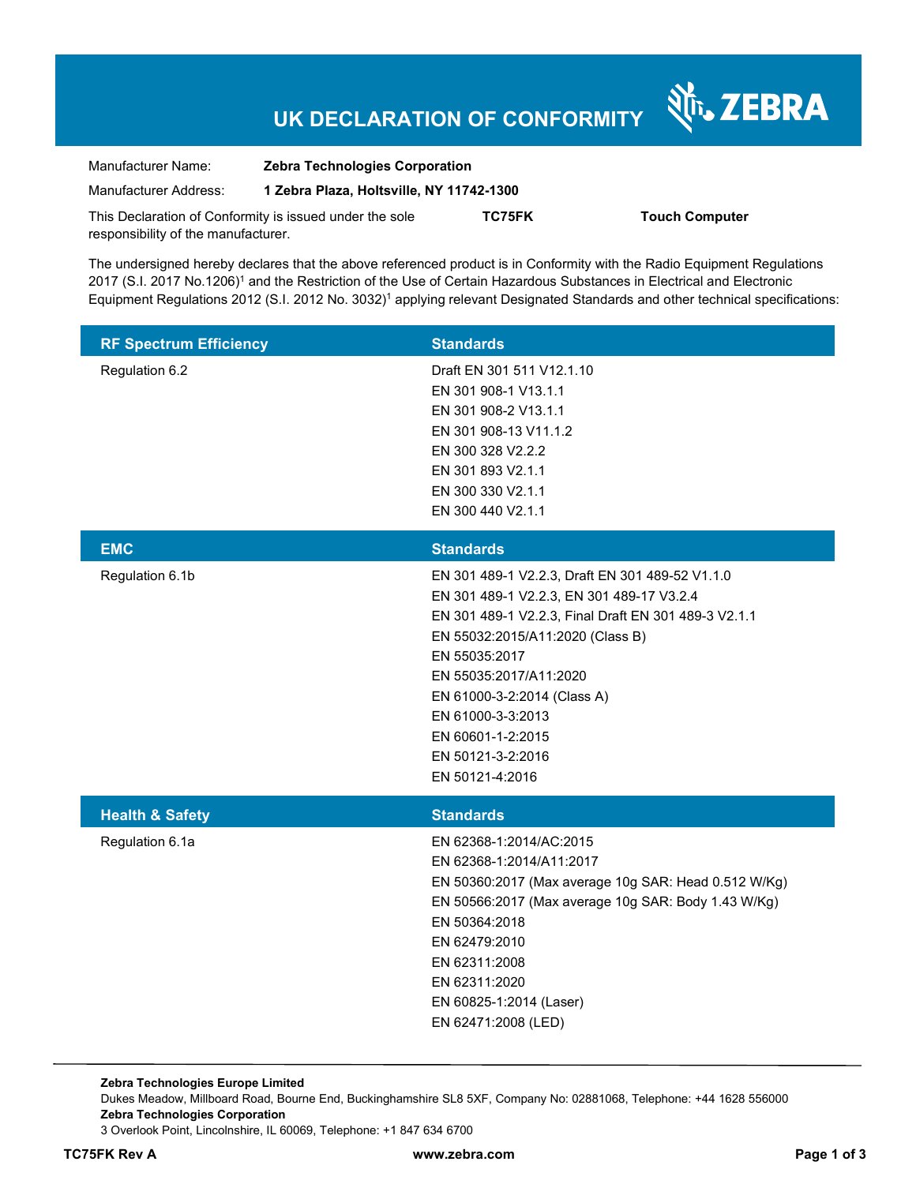# UK DECLARATION OF CONFORMITY

ZEBRA

| | |
|---|---|
| Manufacturer Name: | **Zebra Technologies Corporation** |
| Manufacturer Address: | **1 Zebra Plaza, Holtsville, NY 11742-1300** |

This Declaration of Conformity is issued under the sole responsibility of the manufacturer. **TC75FK** **Touch Computer**

The undersigned hereby declares that the above referenced product is in Conformity with the Radio Equipment Regulations 2017 (S.I. 2017 No.1206)[1] and the Restriction of the Use of Certain Hazardous Substances in Electrical and Electronic Equipment Regulations 2012 (S.I. 2012 No. 3032)[1] applying relevant Designated Standards and other technical specifications:

| RF Spectrum Efficiency | Standards |
|---|---|
| Regulation 6.2 | Draft EN 301 511 V12.1.10<br>EN 301 908-1 V13.1.1<br>EN 301 908-2 V13.1.1<br>EN 301 908-13 V11.1.2<br>EN 300 328 V2.2.2<br>EN 301 893 V2.1.1<br>EN 300 330 V2.1.1<br>EN 300 440 V2.1.1 |

| EMC | Standards |
|---|---|
| Regulation 6.1b | EN 301 489-1 V2.2.3, Draft EN 301 489-52 V1.1.0<br>EN 301 489-1 V2.2.3, EN 301 489-17 V3.2.4<br>EN 301 489-1 V2.2.3, Final Draft EN 301 489-3 V2.1.1<br>EN 55032:2015/A11:2020 (Class B)<br>EN 55035:2017<br>EN 55035:2017/A11:2020<br>EN 61000-3-2:2014 (Class A)<br>EN 61000-3-3:2013<br>EN 60601-1-2:2015<br>EN 50121-3-2:2016<br>EN 50121-4:2016 |

| Health & Safety | Standards |
|---|---|
| Regulation 6.1a | EN 62368-1:2014/AC:2015<br>EN 62368-1:2014/A11:2017<br>EN 50360:2017 (Max average 10g SAR: Head 0.512 W/Kg)<br>EN 50566:2017 (Max average 10g SAR: Body 1.43 W/Kg)<br>EN 50364:2018<br>EN 62479:2010<br>EN 62311:2008<br>EN 62311:2020<br>EN 60825-1:2014 (Laser)<br>EN 62471:2008 (LED) |

**Zebra Technologies Europe Limited**
Dukes Meadow, Millboard Road, Bourne End, Buckinghamshire SL8 5XF, Company No: 02881068, Telephone: +44 1628 556000
**Zebra Technologies Corporation**
3 Overlook Point, Lincolnshire, IL 60069, Telephone: +1 847 634 6700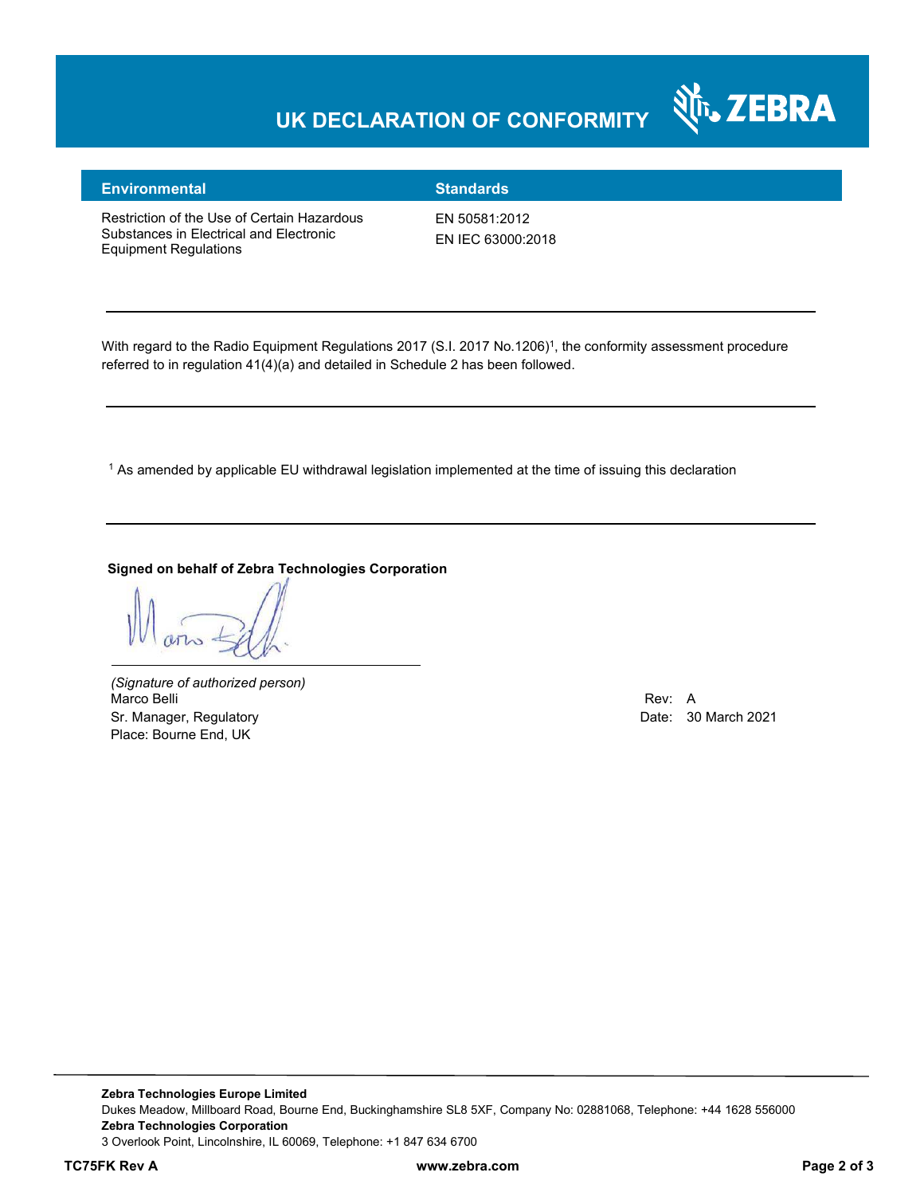# UK DECLARATION OF CONFORMITY

| Environmental | Standards |
| --- | --- |
| Restriction of the Use of Certain Hazardous Substances in Electrical and Electronic Equipment Regulations | EN 50581:2012<br>EN IEC 63000:2018 |

With regard to the Radio Equipment Regulations 2017 (S.I. 2017 No.1206)[1], the conformity assessment procedure referred to in regulation 41(4)(a) and detailed in Schedule 2 has been followed.

[1] As amended by applicable EU withdrawal legislation implemented at the time of issuing this declaration

**Signed on behalf of Zebra Technologies Corporation**

*(Signature of authorized person)*
Marco Belli
Sr. Manager, Regulatory
Place: Bourne End, UK

Rev: A
Date: 30 March 2021

**Zebra Technologies Europe Limited**
Dukes Meadow, Millboard Road, Bourne End, Buckinghamshire SL8 5XF, Company No: 02881068, Telephone: +44 1628 556000
**Zebra Technologies Corporation**
3 Overlook Point, Lincolnshire, IL 60069, Telephone: +1 847 634 6700

**TC75FK Rev A** **www.zebra.com**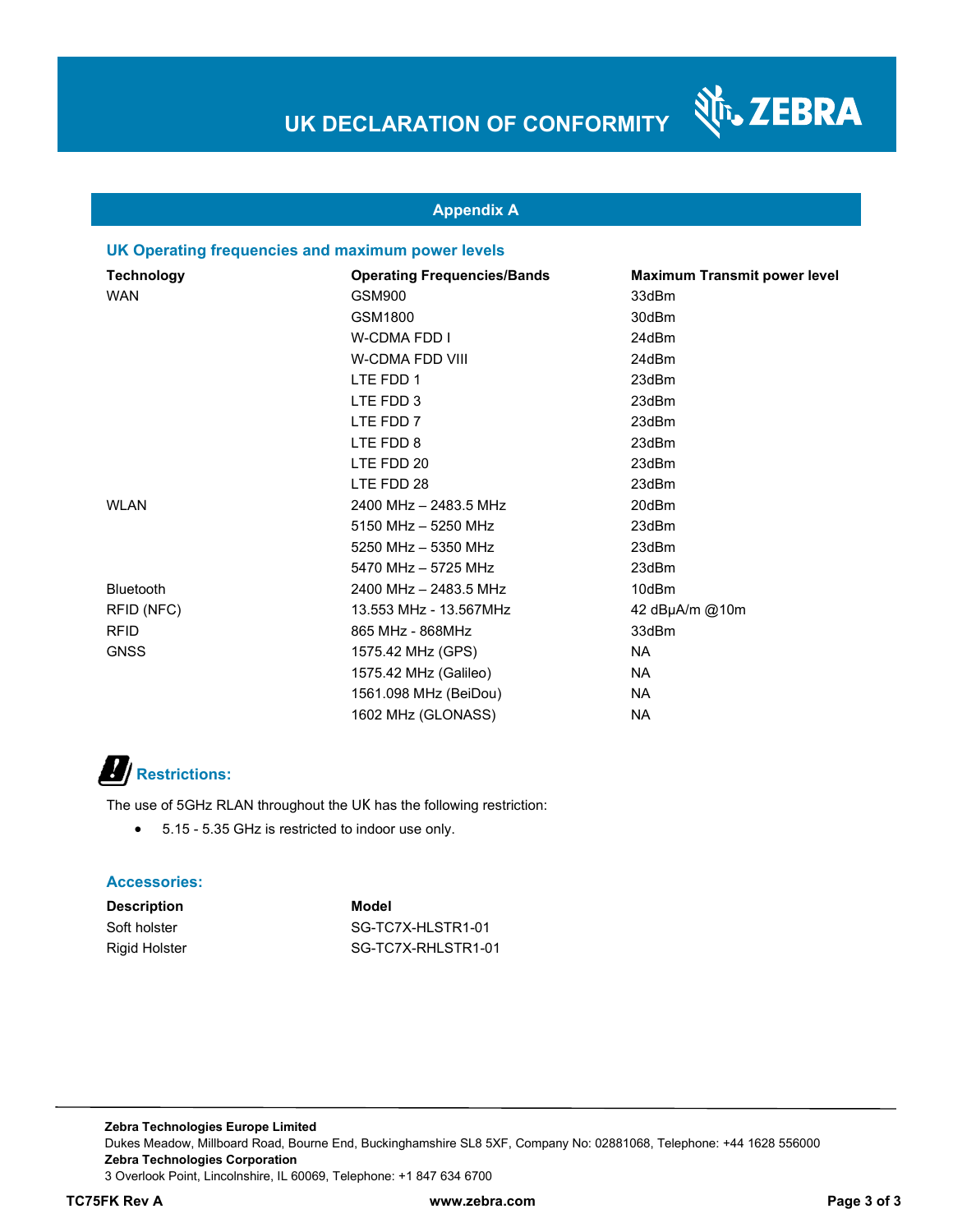# UK DECLARATION OF CONFORMITY

## Appendix A

### UK Operating frequencies and maximum power levels

| Technology | Operating Frequencies/Bands | Maximum Transmit power level |
|---|---|---|
| WAN | GSM900 | 33dBm |
| | GSM1800 | 30dBm |
| | W-CDMA FDD I | 24dBm |
| | W-CDMA FDD VIII | 24dBm |
| | LTE FDD 1 | 23dBm |
| | LTE FDD 3 | 23dBm |
| | LTE FDD 7 | 23dBm |
| | LTE FDD 8 | 23dBm |
| | LTE FDD 20 | 23dBm |
| | LTE FDD 28 | 23dBm |
| WLAN | 2400 MHz – 2483.5 MHz | 20dBm |
| | 5150 MHz – 5250 MHz | 23dBm |
| | 5250 MHz – 5350 MHz | 23dBm |
| | 5470 MHz – 5725 MHz | 23dBm |
| Bluetooth | 2400 MHz – 2483.5 MHz | 10dBm |
| RFID (NFC) | 13.553 MHz - 13.567MHz | 42 dBμA/m @10m |
| RFID | 865 MHz - 868MHz | 33dBm |
| GNSS | 1575.42 MHz (GPS) | NA |
| | 1575.42 MHz (Galileo) | NA |
| | 1561.098 MHz (BeiDou) | NA |
| | 1602 MHz (GLONASS) | NA |

### Restrictions:

The use of 5GHz RLAN throughout the UK has the following restriction:

- 5.15 - 5.35 GHz is restricted to indoor use only.

### Accessories:

| Description | Model |
|---|---|
| Soft holster | SG-TC7X-HLSTR1-01 |
| Rigid Holster | SG-TC7X-RHLSTR1-01 |

**Zebra Technologies Europe Limited**
Dukes Meadow, Millboard Road, Bourne End, Buckinghamshire SL8 5XF, Company No: 02881068, Telephone: +44 1628 556000
**Zebra Technologies Corporation**
3 Overlook Point, Lincolnshire, IL 60069, Telephone: +1 847 634 6700

**TC75FK Rev A** **www.zebra.com**